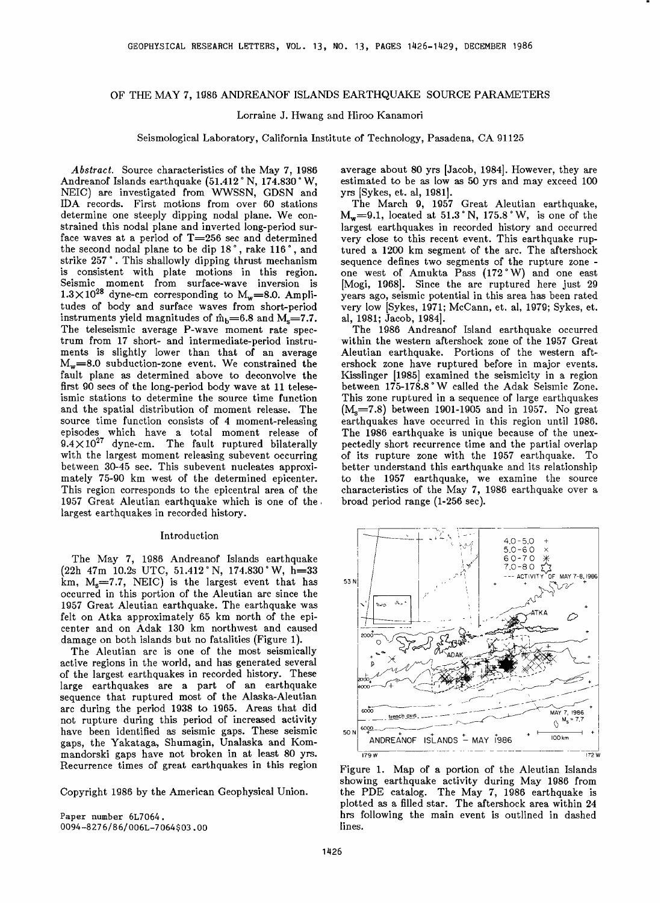# OF THE MAY 7, 1986 ANDREANOF ISLANDS EARTHQUAKE SOURCE PARAMETERS

Lorraine J. Hwang and Hiroo Kanamori

Seismological Laboratory, California Institute of Technology, Pasadena, CA 91125

*Abstract.* Source characteristics of the May 7, 1986 Andreanof Islands earthquake (51.412°N, 174.830°W, NEIC) are investigated from WWSSN, GDSN and IDA records. First motions from over 60 stations determine one steeply dipping nodal plane. We constrained this nodal plane and inverted long-period surface waves at a period of T=256 sec and determined the second nodal plane to be dip 18°, rake 116°, and strike 257°. This shallowly dipping thrust mechanism is consistent with plate motions in this region. Seismic moment from surface-wave inversion is $1.3\times10^{28}$ dyne-cm corresponding to $M_w$=8.0. Amplitudes of body and surface waves from short-period instruments yield magnitudes of $\hat{m}_b$=6.8 and $M_s$=7.7. The teleseismic average P-wave moment rate spectrum from 17 short- and intermediate-period instruments is slightly lower than that of an average $M_w$=8.0 subduction-zone event. We constrained the fault plane as determined above to deconvolve the first 90 secs of the long-period body wave at 11 teleseismic stations to determine the source time function and the spatial distribution of moment release. The source time function consists of 4 moment-releasing episodes which have a total moment release of $9.4\times10^{27}$ dyne-cm. The fault ruptured bilaterally with the largest moment releasing subevent occurring between 30-45 sec. This subevent nucleates approximately 75-90 km west of the determined epicenter. This region corresponds to the epicentral area of the 1957 Great Aleutian earthquake which is one of the largest earthquakes in recorded history.

## Introduction

The May 7, 1986 Andreanof Islands earthquake (22h 47m 10.2s UTC, 51.412°N, 174.830°W, h=33 km, $M_s$=7.7, NEIC) is the largest event that has occurred in this portion of the Aleutian arc since the 1957 Great Aleutian earthquake. The earthquake was felt on Atka approximately 65 km north of the epicenter and on Adak 130 km northwest and caused damage on both islands but no fatalities (Figure 1).

The Aleutian arc is one of the most seismically active regions in the world, and has generated several of the largest earthquakes in recorded history. These large earthquakes are a part of an earthquake sequence that ruptured most of the Alaska-Aleutian arc during the period 1938 to 1965. Areas that did not rupture during this period of increased activity have been identified as seismic gaps. These seismic gaps, the Yakataga, Shumagin, Unalaska and Kommandorski gaps have not broken in at least 80 yrs. Recurrence times of great earthquakes in this region average about 80 yrs [Jacob, 1984]. However, they are estimated to be as low as 50 yrs and may exceed 100 yrs [Sykes, et. al, 1981].

The March 9, 1957 Great Aleutian earthquake, $M_w$=9.1, located at 51.3°N, 175.8°W, is one of the largest earthquakes in recorded history and occurred very close to this recent event. This earthquake ruptured a 1200 km segment of the arc. The aftershock sequence defines two segments of the rupture zone - one west of Amukta Pass (172°W) and one east [Mogi, 1968]. Since the arc ruptured here just 29 years ago, seismic potential in this area has been rated very low [Sykes, 1971; McCann, et. al, 1979; Sykes, et. al, 1981; Jacob, 1984].

The 1986 Andreanof Island earthquake occurred within the western aftershock zone of the 1957 Great Aleutian earthquake. Portions of the western aftershock zone have ruptured before in major events. Kisslinger [1985] examined the seismicity in a region between 175-178.8°W called the Adak Seismic Zone. This zone ruptured in a sequence of large earthquakes ($M_s$=7.8) between 1901-1905 and in 1957. No great earthquakes have occurred in this region until 1986. The 1986 earthquake is unique because of the unexpectedly short recurrence time and the partial overlap of its rupture zone with the 1957 earthquake. To better understand this earthquake and its relationship to the 1957 earthquake, we examine the source characteristics of the May 7, 1986 earthquake over a broad period range (1-256 sec).

Figure 1. Map of a portion of the Aleutian Islands showing earthquake activity during May 1986 from the PDE catalog. The May 7, 1986 earthquake is plotted as a filled star. The aftershock area within 24 hrs following the main event is outlined in dashed lines.

Copyright 1986 by the American Geophysical Union.

Paper number 6L7064.
0094-8276/86/006L-7064$03.00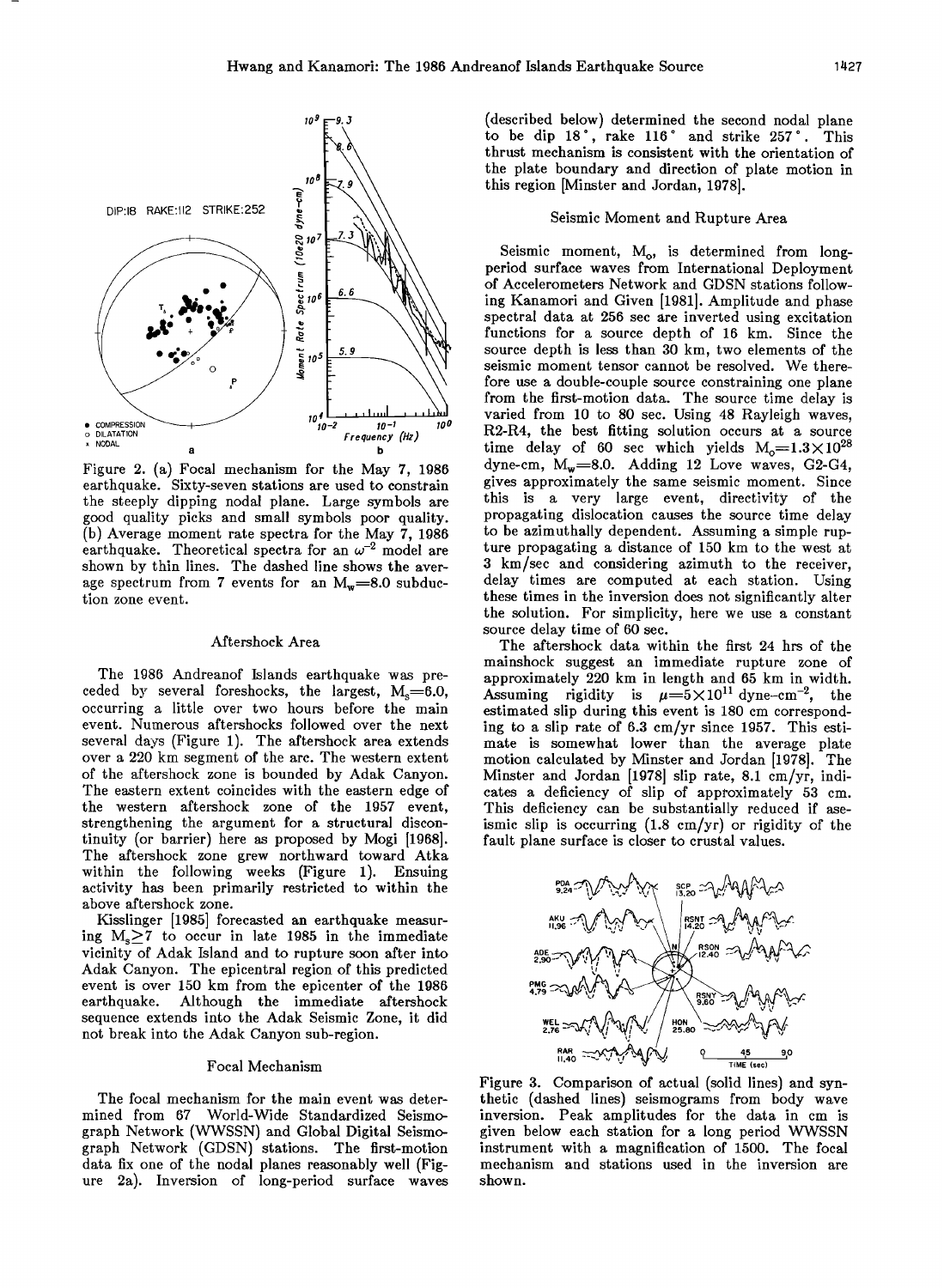Figure 2. (a) Focal mechanism for the May 7, 1986 earthquake. Sixty-seven stations are used to constrain the steeply dipping nodal plane. Large symbols are good quality picks and small symbols poor quality. (b) Average moment rate spectra for the May 7, 1986 earthquake. Theoretical spectra for an $\omega^{-2}$ model are shown by thin lines. The dashed line shows the average spectrum from 7 events for an $M_w$=8.0 subduction zone event.

### Aftershock Area

The 1986 Andreanof Islands earthquake was preceded by several foreshocks, the largest, $M_s$=6.0, occurring a little over two hours before the main event. Numerous aftershocks followed over the next several days (Figure 1). The aftershock area extends over a 220 km segment of the arc. The western extent of the aftershock zone is bounded by Adak Canyon. The eastern extent coincides with the eastern edge of the western aftershock zone of the 1957 event, strengthening the argument for a structural discontinuity (or barrier) here as proposed by Mogi [1968]. The aftershock zone grew northward toward Atka within the following weeks (Figure 1). Ensuing activity has been primarily restricted to within the above aftershock zone.

Kisslinger [1985] forecasted an earthquake measuring $M_s \geq 7$ to occur in late 1985 in the immediate vicinity of Adak Island and to rupture soon after into Adak Canyon. The epicentral region of this predicted event is over 150 km from the epicenter of the 1986 earthquake. Although the immediate aftershock sequence extends into the Adak Seismic Zone, it did not break into the Adak Canyon sub-region.

### Focal Mechanism

The focal mechanism for the main event was determined from 67 World-Wide Standardized Seismograph Network (WWSSN) and Global Digital Seismograph Network (GDSN) stations. The first-motion data fix one of the nodal planes reasonably well (Figure 2a). Inversion of long-period surface waves (described below) determined the second nodal plane to be dip 18°, rake 116° and strike 257°. This thrust mechanism is consistent with the orientation of the plate boundary and direction of plate motion in this region [Minster and Jordan, 1978].

### Seismic Moment and Rupture Area

Seismic moment, $M_o$, is determined from long-period surface waves from International Deployment of Accelerometers Network and GDSN stations following Kanamori and Given [1981]. Amplitude and phase spectral data at 256 sec are inverted using excitation functions for a source depth of 16 km. Since the source depth is less than 30 km, two elements of the seismic moment tensor cannot be resolved. We therefore use a double-couple source constraining one plane from the first-motion data. The source time delay is varied from 10 to 80 sec. Using 48 Rayleigh waves, R2-R4, the best fitting solution occurs at a source time delay of 60 sec which yields $M_o=1.3\times10^{28}$ dyne-cm, $M_w$=8.0. Adding 12 Love waves, G2-G4, gives approximately the same seismic moment. Since this is a very large event, directivity of the propagating dislocation causes the source time delay to be azimuthally dependent. Assuming a simple rupture propagating a distance of 150 km to the west at 3 km/sec and considering azimuth to the receiver, delay times are computed at each station. Using these times in the inversion does not significantly alter the solution. For simplicity, here we use a constant source delay time of 60 sec.

The aftershock data within the first 24 hrs of the mainshock suggest an immediate rupture zone of approximately 220 km in length and 65 km in width. Assuming rigidity is $\mu=5\times10^{11}$ dyne-cm$^{-2}$, the estimated slip during this event is 180 cm corresponding to a slip rate of 6.3 cm/yr since 1957. This estimate is somewhat lower than the average plate motion calculated by Minster and Jordan [1978]. The Minster and Jordan [1978] slip rate, 8.1 cm/yr, indicates a deficiency of slip of approximately 53 cm. This deficiency can be substantially reduced if aseismic slip is occurring (1.8 cm/yr) or rigidity of the fault plane surface is closer to crustal values.

Figure 3. Comparison of actual (solid lines) and synthetic (dashed lines) seismograms from body wave inversion. Peak amplitudes for the data in cm is given below each station for a long period WWSSN instrument with a magnification of 1500. The focal mechanism and stations used in the inversion are shown.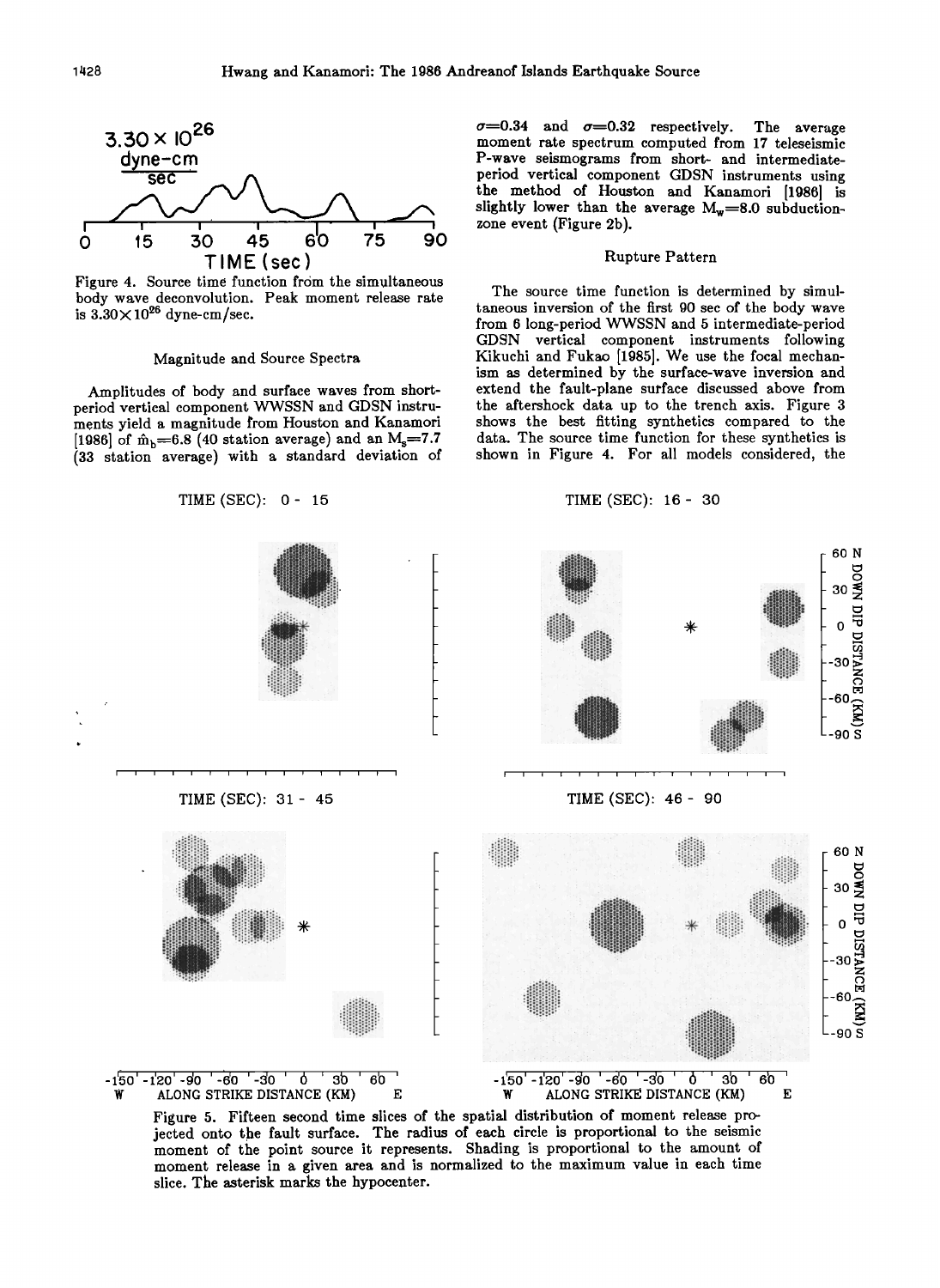Figure 4. Source time function from the simultaneous body wave deconvolution. Peak moment release rate is $3.30\times10^{26}$ dyne-cm/sec.

### Magnitude and Source Spectra

Amplitudes of body and surface waves from short-period vertical component WWSSN and GDSN instruments yield a magnitude from Houston and Kanamori [1986] of $\hat{m}_b$=6.8 (40 station average) and an $M_s$=7.7 (33 station average) with a standard deviation of $\sigma$=0.34 and $\sigma$=0.32 respectively. The average moment rate spectrum computed from 17 teleseismic P-wave seismograms from short- and intermediate-period vertical component GDSN instruments using the method of Houston and Kanamori [1986] is slightly lower than the average $M_w$=8.0 subduction-zone event (Figure 2b).

### Rupture Pattern

The source time function is determined by simultaneous inversion of the first 90 sec of the body wave from 6 long-period WWSN and 5 intermediate-period GDSN vertical component instruments following Kikuchi and Fukao [1985]. We use the focal mechanism as determined by the surface-wave inversion and extend the fault-plane surface discussed above from the aftershock data up to the trench axis. Figure 3 shows the best fitting synthetics compared to the data. The source time function for these synthetics is shown in Figure 4. For all models considered, the

Figure 5. Fifteen second time slices of the spatial distribution of moment release projected onto the fault surface. The radius of each circle is proportional to the seismic moment of the point source it represents. Shading is proportional to the amount of moment release in a given area and is normalized to the maximum value in each time slice. The asterisk marks the hypocenter.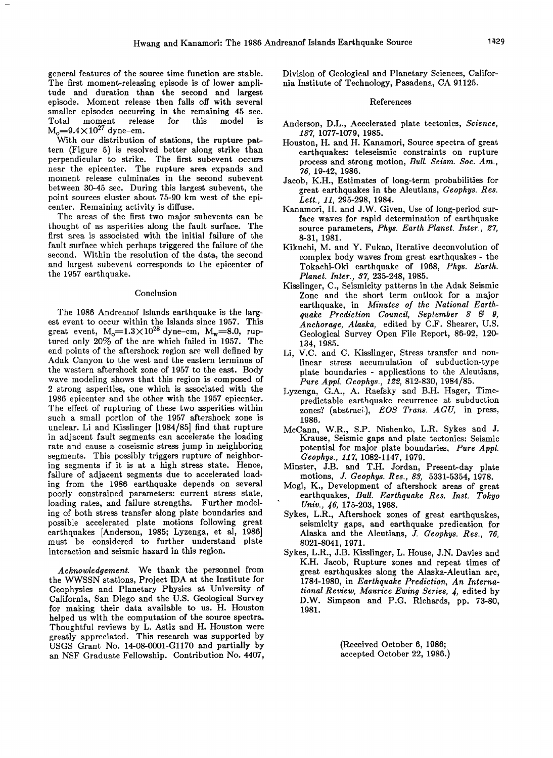general features of the source time function are stable. The first moment-releasing episode is of lower amplitude and duration than the second and largest episode. Moment release then falls off with several smaller episodes occurring in the remaining 45 sec. Total moment release for this model is $M_o = 9.4 \times 10^{27}$ dyne-cm.

With our distribution of stations, the rupture pattern (Figure 5) is resolved better along strike than perpendicular to strike. The first subevent occurs near the epicenter. The rupture area expands and moment release culminates in the second subevent between 30-45 sec. During this largest subevent, the point sources cluster about 75-90 km west of the epicenter. Remaining activity is diffuse.

The areas of the first two major subevents can be thought of as asperities along the fault surface. The first area is associated with the initial failure of the fault surface which perhaps triggered the failure of the second. Within the resolution of the data, the second and largest subevent corresponds to the epicenter of the 1957 earthquake.

## Conclusion

The 1986 Andreanof Islands earthquake is the largest event to occur within the Islands since 1957. This great event, $M_o = 1.3 \times 10^{28}$ dyne-cm, $M_w = 8.0$, ruptured only 20% of the arc which failed in 1957. The end points of the aftershock region are well defined by Adak Canyon to the west and the eastern terminus of the western aftershock zone of 1957 to the east. Body wave modeling shows that this region is composed of 2 strong asperities, one which is associated with the 1986 epicenter and the other with the 1957 epicenter. The effect of rupturing of these two asperities within such a small portion of the 1957 aftershock zone is unclear. Li and Kisslinger [1984/85] find that rupture in adjacent fault segments can accelerate the loading rate and cause a coseismic stress jump in neighboring segments. This possibly triggers rupture of neighboring segments if it is at a high stress state. Hence, failure of adjacent segments due to accelerated loading from the 1986 earthquake depends on several poorly constrained parameters: current stress state, loading rates, and failure strengths. Further modeling of both stress transfer along plate boundaries and possible accelerated plate motions following great earthquakes [Anderson, 1985; Lyzenga, et al, 1986] must be considered to further understand plate interaction and seismic hazard in this region.

*Acknowledgement.* We thank the personnel from the WWSSN stations, Project IDA at the Institute for Geophysics and Planetary Physics at University of California, San Diego and the U.S. Geological Survey for making their data available to us. H. Houston helped us with the computation of the source spectra. Thoughtful reviews by L. Astiz and H. Houston were greatly appreciated. This research was supported by USGS Grant No. 14-08-0001-G1170 and partially by an NSF Graduate Fellowship. Contribution No. 4407, Division of Geological and Planetary Sciences, California Institute of Technology, Pasadena, CA 91125.

## References

Anderson, D.L., Accelerated plate tectonics, *Science, 187,* 1077-1079, 1985.

Houston, H. and H. Kanamori, Source spectra of great earthquakes: teleseismic constraints on rupture process and strong motion, *Bull. Seism. Soc. Am., 76,* 19-42, 1986.

Jacob, K.H., Estimates of long-term probabilities for great earthquakes in the Aleutians, *Geophys. Res. Lett., 11,* 295-298, 1984.

Kanamori, H. and J.W. Given, Use of long-period surface waves for rapid determination of earthquake source parameters, *Phys. Earth Planet. Inter., 27,* 8-31, 1981.

Kikuchi, M. and Y. Fukao, Iterative deconvolution of complex body waves from great earthquakes - the Tokachi-Oki earthquake of 1968, *Phys. Earth. Planet. Inter., 37,* 235-248, 1985.

Kisslinger, C., Seismicity patterns in the Adak Seismic Zone and the short term outlook for a major earthquake, in *Minutes of the National Earthquake Prediction Council, September 8 & 9, Anchorage, Alaska,* edited by C.F. Shearer, U.S. Geological Survey Open File Report, 86-92, 120-134, 1985.

Li, V.C. and C. Kisslinger, Stress transfer and nonlinear stress accumulation of subduction-type plate boundaries - applications to the Aleutians, *Pure Appl. Geophys., 122,* 812-830, 1984/85.

Lyzenga, G.A., A. Raefsky and B.H. Hager, Time-predictable earthquake recurrence at subduction zones? (abstract), *EOS Trans. AGU,* in press, 1986.

McCann, W.R., S.P. Nishenko, L.R. Sykes and J. Krause, Seismic gaps and plate tectonics: Seismic potential for major plate boundaries, *Pure Appl. Geophys., 117,* 1082-1147, 1979.

Minster, J.B. and T.H. Jordan, Present-day plate motions, *J. Geophys. Res., 83,* 5331-5354, 1978.

Mogi, K., Development of aftershock areas of great earthquakes, *Bull. Earthquake Res. Inst. Tokyo Univ., 46,* 175-203, 1968.

Sykes, L.R., Aftershock zones of great earthquakes, seismicity gaps, and earthquake predication for Alaska and the Aleutians, *J. Geophys. Res., 76,* 8021-8041, 1971.

Sykes, L.R., J.B. Kisslinger, L. House, J.N. Davies and K.H. Jacob, Rupture zones and repeat times of great earthquakes along the Alaska-Aleutian arc, 1784-1980, in *Earthquake Prediction, An International Review, Maurice Ewing Series, 4,* edited by D.W. Simpson and P.G. Richards, pp. 73-80, 1981.

(Received October 6, 1986;
accepted October 22, 1986.)